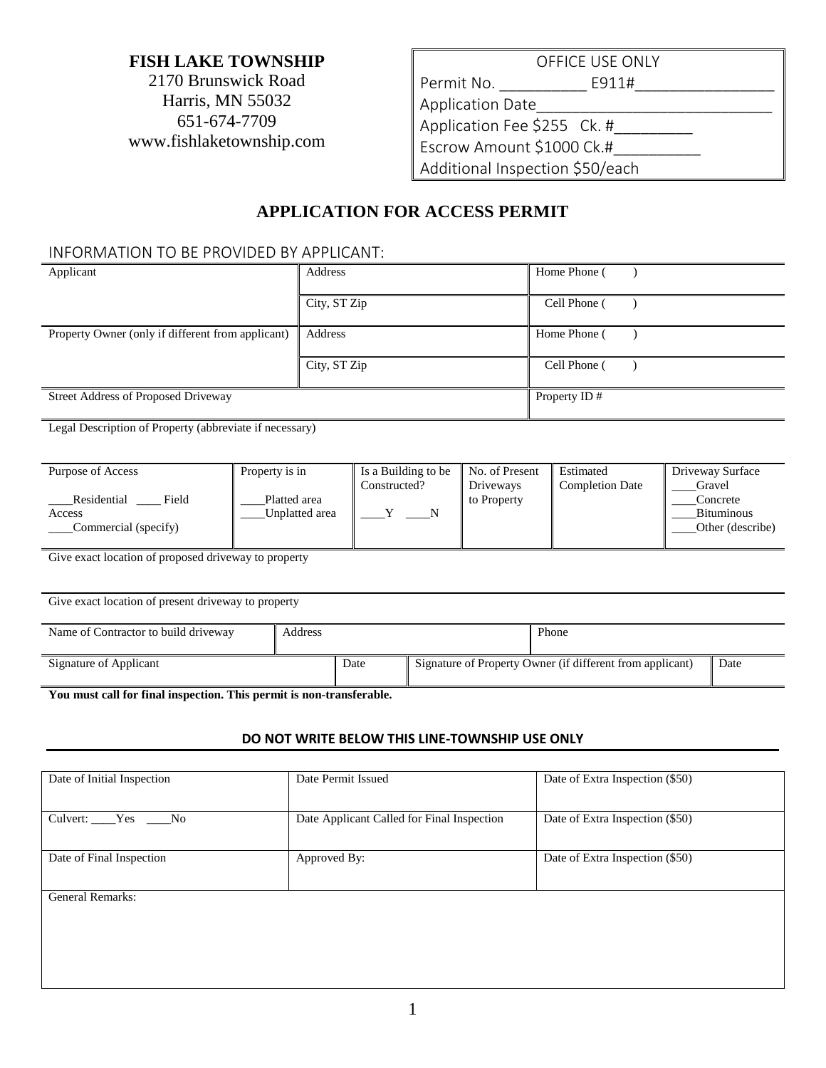**FISH LAKE TOWNSHIP**
2170 Brunswick Road
Harris, MN 55032
651-674-7709
www.fishlaketownship.com

| OFFICE USE ONLY |
|---|
| Permit No. __________ E911#________________ |
| Application Date____________________________ |
| Application Fee $255 Ck. #_________ |
| Escrow Amount $1000 Ck.#__________ |
| Additional Inspection $50/each |

## APPLICATION FOR ACCESS PERMIT

INFORMATION TO BE PROVIDED BY APPLICANT:

| Applicant | Address | Home Phone ( ) |
|---|---|---|
| | City, ST Zip | Cell Phone ( ) |
| Property Owner (only if different from applicant) | Address | Home Phone ( ) |
| | City, ST Zip | Cell Phone ( ) |
| Street Address of Proposed Driveway | | Property ID # |

Legal Description of Property (abbreviate if necessary)

| Purpose of Access | Property is in | Is a Building to be Constructed? | No. of Present Driveways to Property | Estimated Completion Date | Driveway Surface |
|---|---|---|---|---|---|
| ____Residential ____ Field Access<br>____Commercial (specify) | ____Platted area<br>____Unplatted area | ____Y ____N | | | ____Gravel<br>____Concrete<br>____Bituminous<br>____Other (describe) |

Give exact location of proposed driveway to property

Give exact location of present driveway to property

| Name of Contractor to build driveway | Address | Phone |
|---|---|---|
| | | |

| Signature of Applicant | Date | Signature of Property Owner (if different from applicant) | Date |
|---|---|---|---|
| | | | |

**You must call for final inspection. This permit is non-transferable.**

**DO NOT WRITE BELOW THIS LINE-TOWNSHIP USE ONLY**

| Date of Initial Inspection | Date Permit Issued | Date of Extra Inspection ($50) |
|---|---|---|
| Culvert: ____Yes ____No | Date Applicant Called for Final Inspection | Date of Extra Inspection ($50) |
| Date of Final Inspection | Approved By: | Date of Extra Inspection ($50) |

General Remarks: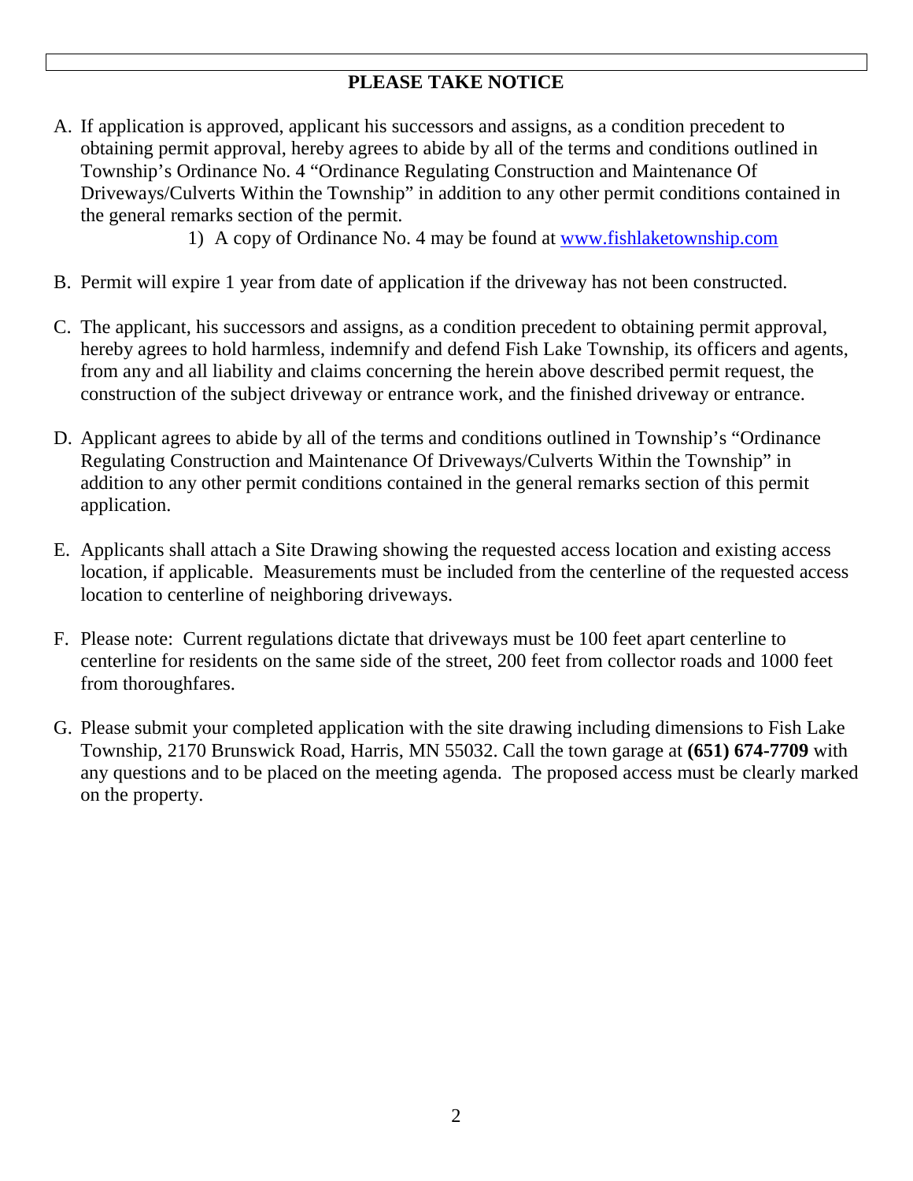## PLEASE TAKE NOTICE

A. If application is approved, applicant his successors and assigns, as a condition precedent to obtaining permit approval, hereby agrees to abide by all of the terms and conditions outlined in Township's Ordinance No. 4 "Ordinance Regulating Construction and Maintenance Of Driveways/Culverts Within the Township" in addition to any other permit conditions contained in the general remarks section of the permit.
    1) A copy of Ordinance No. 4 may be found at [www.fishlaketownship.com](http://www.fishlaketownship.com)

B. Permit will expire 1 year from date of application if the driveway has not been constructed.

C. The applicant, his successors and assigns, as a condition precedent to obtaining permit approval, hereby agrees to hold harmless, indemnify and defend Fish Lake Township, its officers and agents, from any and all liability and claims concerning the herein above described permit request, the construction of the subject driveway or entrance work, and the finished driveway or entrance.

D. Applicant agrees to abide by all of the terms and conditions outlined in Township's "Ordinance Regulating Construction and Maintenance Of Driveways/Culverts Within the Township" in addition to any other permit conditions contained in the general remarks section of this permit application.

E. Applicants shall attach a Site Drawing showing the requested access location and existing access location, if applicable. Measurements must be included from the centerline of the requested access location to centerline of neighboring driveways.

F. Please note: Current regulations dictate that driveways must be 100 feet apart centerline to centerline for residents on the same side of the street, 200 feet from collector roads and 1000 feet from thoroughfares.

G. Please submit your completed application with the site drawing including dimensions to Fish Lake Township, 2170 Brunswick Road, Harris, MN 55032. Call the town garage at **(651) 674-7709** with any questions and to be placed on the meeting agenda. The proposed access must be clearly marked on the property.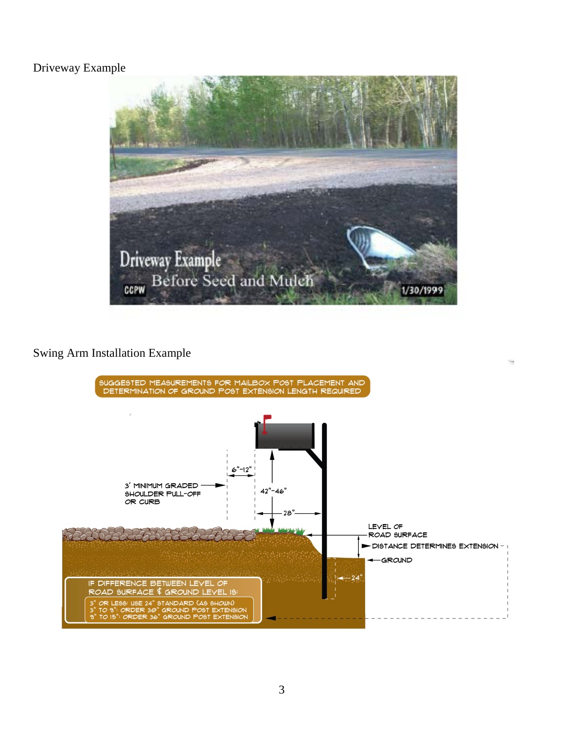Driveway Example

Driveway Example
Before Seed and Mulch
CCPW
1/30/1999

Swing Arm Installation Example

SUGGESTED MEASUREMENTS FOR MAILBOX POST PLACEMENT AND DETERMINATION OF GROUND POST EXTENSION LENGTH REQUIRED

6"-12"

3' MINIMUM GRADED SHOULDER PULL-OFF OR CURB

42"-46"

28"

LEVEL OF ROAD SURFACE

DISTANCE DETERMINES EXTENSION

GROUND

24"

IF DIFFERENCE BETWEEN LEVEL OF ROAD SURFACE & GROUND LEVEL IS:

3" OR LESS: USE 24" STANDARD (AS SHOWN)
3" TO 9": ORDER 30" GROUND POST EXTENSION
9" TO 15": ORDER 36" GROUND POST EXTENSION